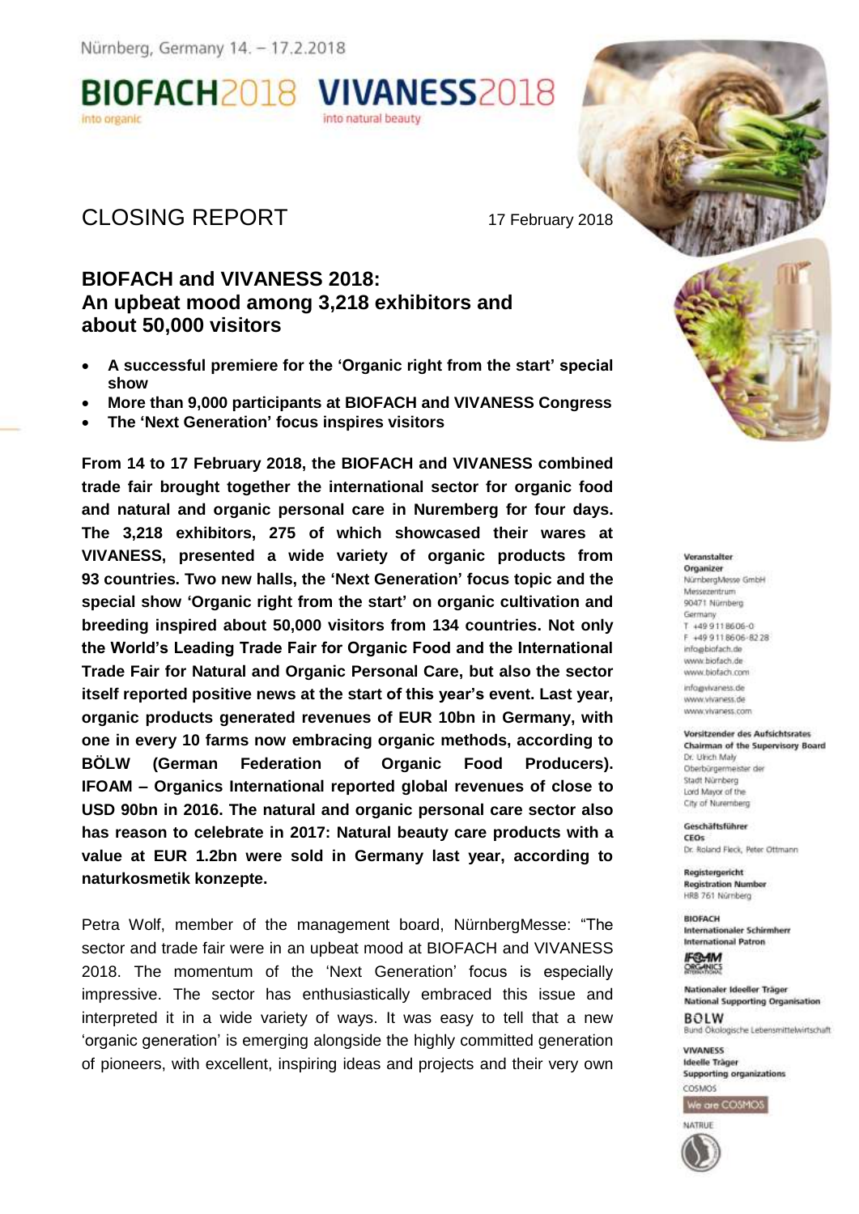Nürnberg, Germany 14. – 17.2.2018

BIOFACH2018 into organic VIVANESS2018 into natural beauty

# CLOSING REPORT

17 February 2018

## BIOFACH and VIVANESS 2018: An upbeat mood among 3,218 exhibitors and about 50,000 visitors

- **A successful premiere for the 'Organic right from the start' special show**
- **More than 9,000 participants at BIOFACH and VIVANESS Congress**
- **The 'Next Generation' focus inspires visitors**

**From 14 to 17 February 2018, the BIOFACH and VIVANESS combined trade fair brought together the international sector for organic food and natural and organic personal care in Nuremberg for four days. The 3,218 exhibitors, 275 of which showcased their wares at VIVANESS, presented a wide variety of organic products from 93 countries. Two new halls, the 'Next Generation' focus topic and the special show 'Organic right from the start' on organic cultivation and breeding inspired about 50,000 visitors from 134 countries. Not only the World's Leading Trade Fair for Organic Food and the International Trade Fair for Natural and Organic Personal Care, but also the sector itself reported positive news at the start of this year's event. Last year, organic products generated revenues of EUR 10bn in Germany, with one in every 10 farms now embracing organic methods, according to BÖLW (German Federation of Organic Food Producers). IFOAM – Organics International reported global revenues of close to USD 90bn in 2016. The natural and organic personal care sector also has reason to celebrate in 2017: Natural beauty care products with a value at EUR 1.2bn were sold in Germany last year, according to naturkosmetik konzepte.**

Petra Wolf, member of the management board, NürnbergMesse: "The sector and trade fair were in an upbeat mood at BIOFACH and VIVANESS 2018. The momentum of the 'Next Generation' focus is especially impressive. The sector has enthusiastically embraced this issue and interpreted it in a wide variety of ways. It was easy to tell that a new 'organic generation' is emerging alongside the highly committed generation of pioneers, with excellent, inspiring ideas and projects and their very own

**Veranstalter**
**Organizer**
NürnbergMesse GmbH
Messezentrum
90471 Nürnberg
Germany
T +49 9 11 86 06-0
F +49 9 11 86 06-82 28
info@biofach.de
www.biofach.de
www.biofach.com
info@vivaness.de
www.vivaness.de
www.vivaness.com

**Vorsitzender des Aufsichtsrates**
**Chairman of the Supervisory Board**
Dr. Ulrich Maly
Oberbürgermeister der Stadt Nürnberg
Lord Mayor of the City of Nuremberg

**Geschäftsführer**
**CEOs**
Dr. Roland Fleck, Peter Ottmann

**Registergericht**
**Registration Number**
HRB 761 Nürnberg

**BIOFACH**
**Internationaler Schirmherr**
**International Patron**
IFOAM Organics International

**Nationaler Ideeller Träger**
**National Supporting Organisation**
BÖLW
Bund Ökologische Lebensmittelwirtschaft

**VIVANESS**
**Ideelle Träger**
**Supporting organizations**
COSMOS
We are COSMOS
NATRUE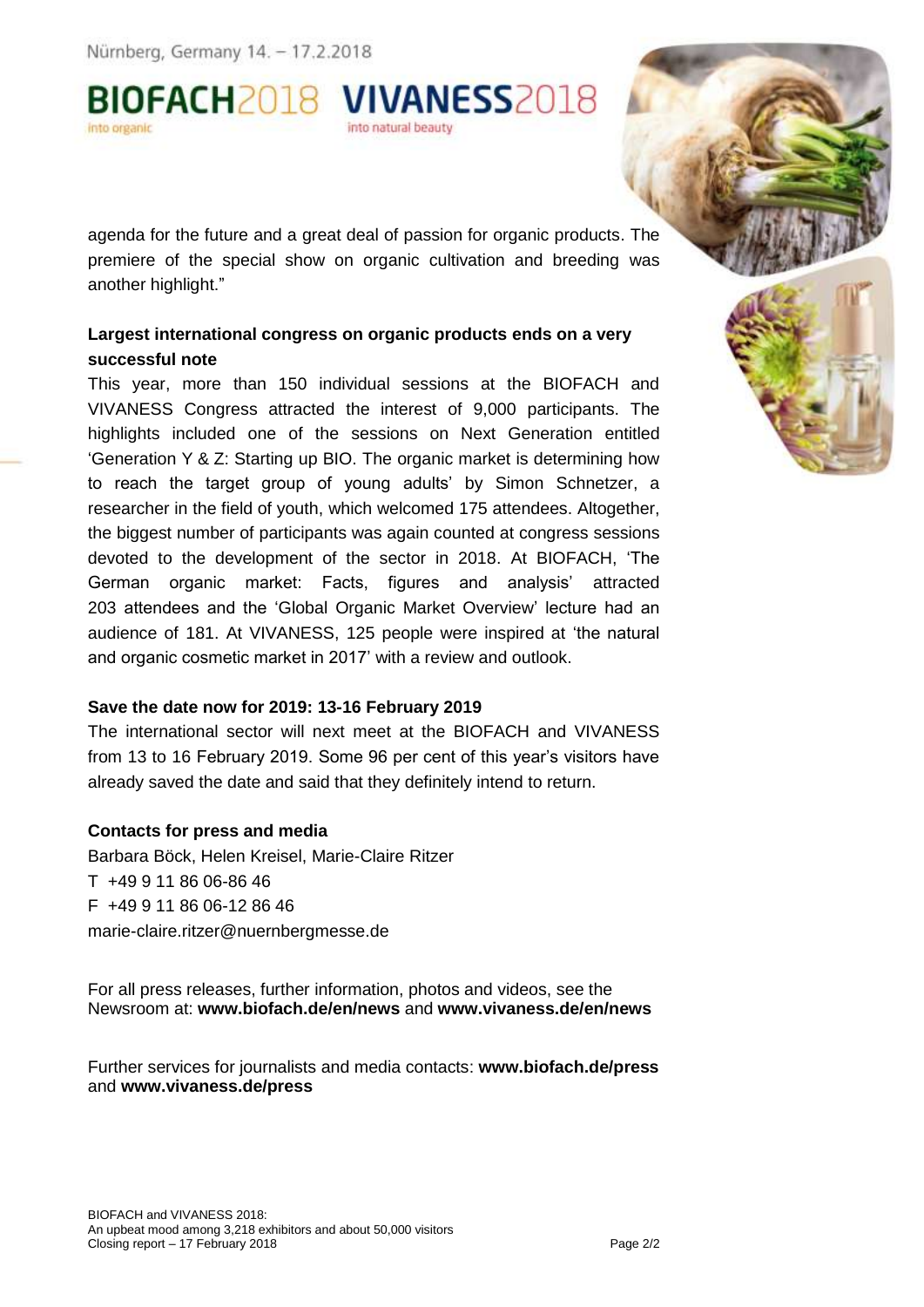agenda for the future and a great deal of passion for organic products. The premiere of the special show on organic cultivation and breeding was another highlight."

**Largest international congress on organic products ends on a very successful note**

This year, more than 150 individual sessions at the BIOFACH and VIVANESS Congress attracted the interest of 9,000 participants. The highlights included one of the sessions on Next Generation entitled 'Generation Y & Z: Starting up BIO. The organic market is determining how to reach the target group of young adults' by Simon Schnetzer, a researcher in the field of youth, which welcomed 175 attendees. Altogether, the biggest number of participants was again counted at congress sessions devoted to the development of the sector in 2018. At BIOFACH, 'The German organic market: Facts, figures and analysis' attracted 203 attendees and the 'Global Organic Market Overview' lecture had an audience of 181. At VIVANESS, 125 people were inspired at 'the natural and organic cosmetic market in 2017' with a review and outlook.

**Save the date now for 2019: 13-16 February 2019**

The international sector will next meet at the BIOFACH and VIVANESS from 13 to 16 February 2019. Some 96 per cent of this year's visitors have already saved the date and said that they definitely intend to return.

**Contacts for press and media**

Barbara Böck, Helen Kreisel, Marie-Claire Ritzer
T +49 9 11 86 06-86 46
F +49 9 11 86 06-12 86 46
marie-claire.ritzer@nuernbergmesse.de

For all press releases, further information, photos and videos, see the Newsroom at: **www.biofach.de/en/news** and **www.vivaness.de/en/news**

Further services for journalists and media contacts: **www.biofach.de/press** and **www.vivaness.de/press**